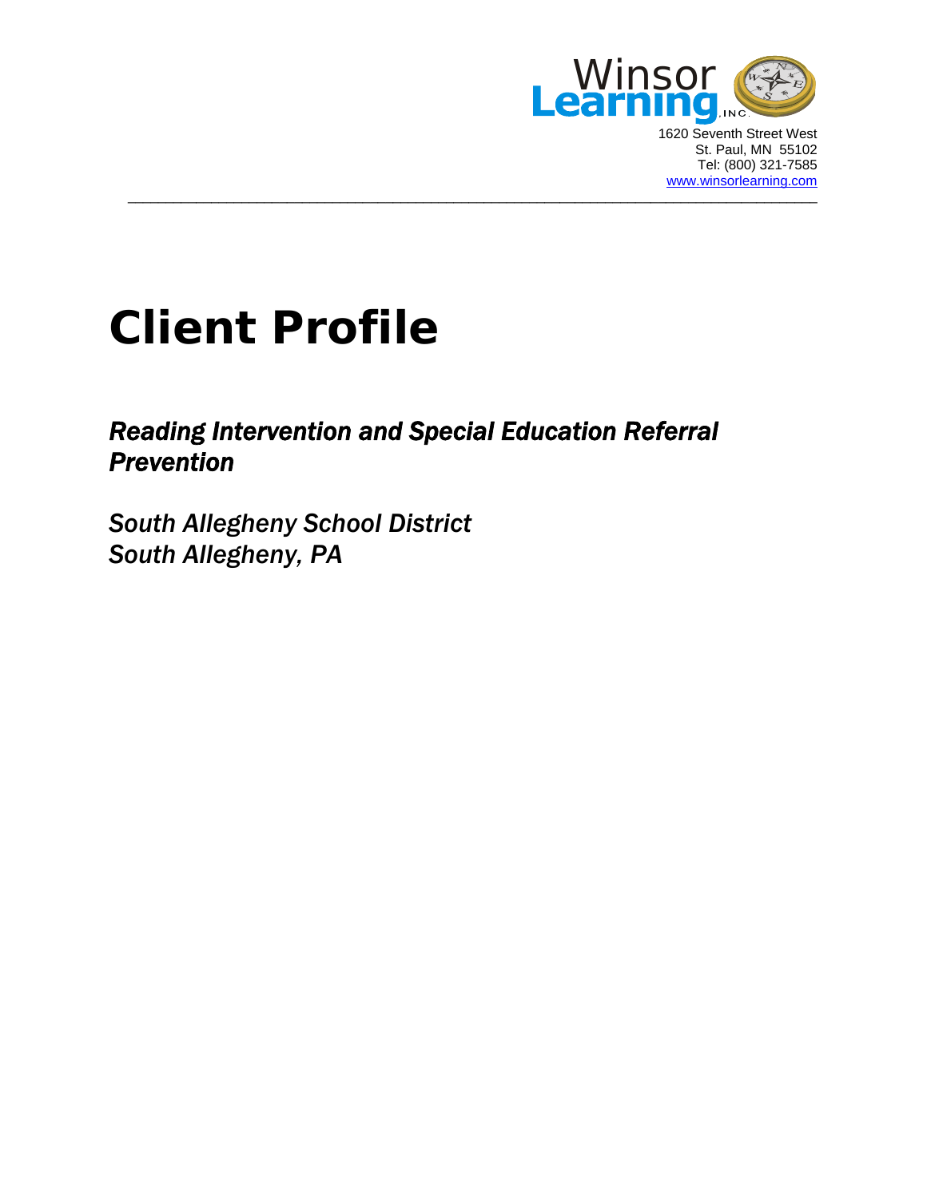Winsor Learning, INC.

1620 Seventh Street West
St. Paul, MN 55102
Tel: (800) 321-7585
www.winsorlearning.com

---

# Client Profile

## *Reading Intervention and Special Education Referral Prevention*

*South Allegheny School District*
*South Allegheny, PA*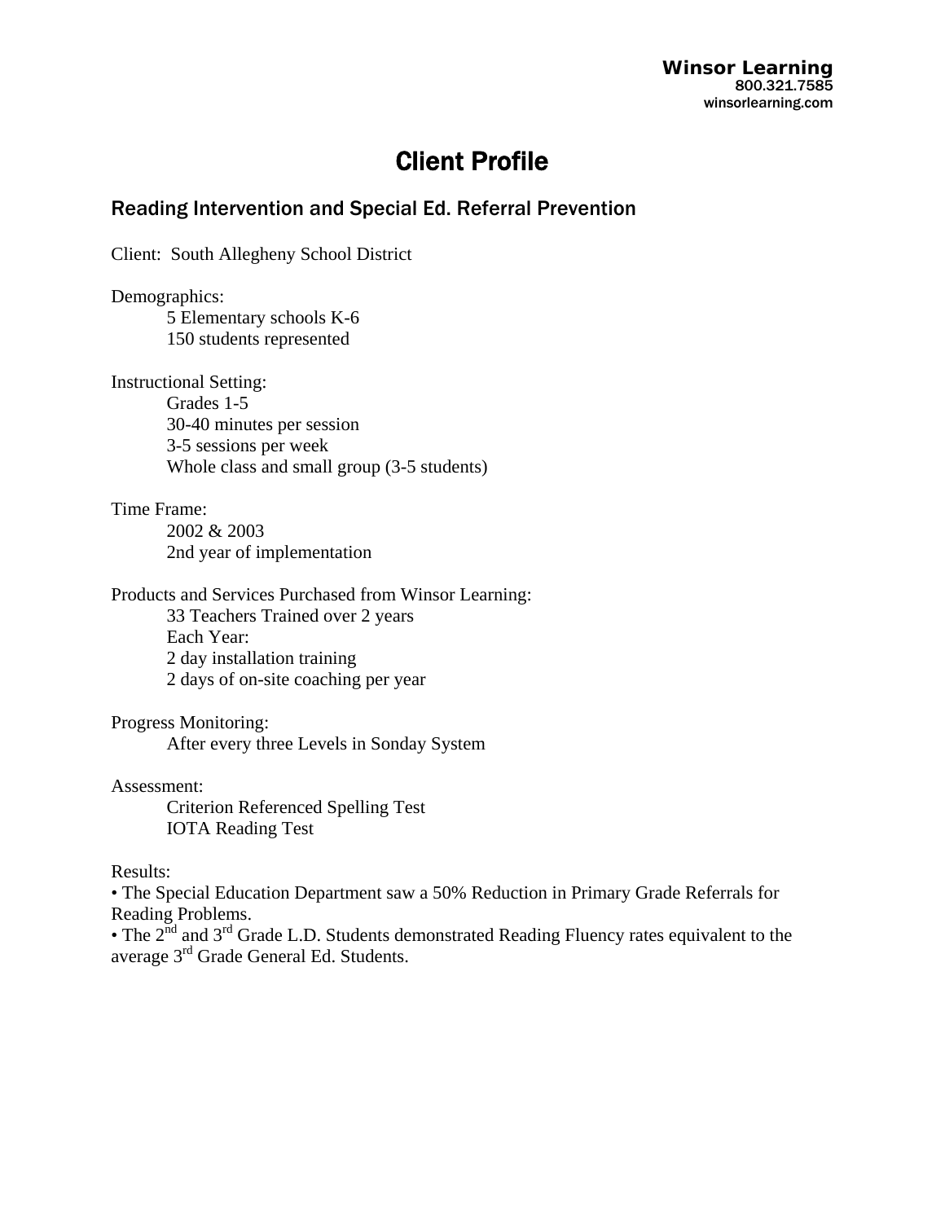**Winsor Learning**
800.321.7585
winsorlearning.com

# Client Profile

## Reading Intervention and Special Ed. Referral Prevention

Client: South Allegheny School District

Demographics:
- 5 Elementary schools K-6
- 150 students represented

Instructional Setting:
- Grades 1-5
- 30-40 minutes per session
- 3-5 sessions per week
- Whole class and small group (3-5 students)

Time Frame:
- 2002 & 2003
- 2nd year of implementation

Products and Services Purchased from Winsor Learning:
- 33 Teachers Trained over 2 years
- Each Year:
- 2 day installation training
- 2 days of on-site coaching per year

Progress Monitoring:
- After every three Levels in Sonday System

Assessment:
- Criterion Referenced Spelling Test
- IOTA Reading Test

Results:
- The Special Education Department saw a 50% Reduction in Primary Grade Referrals for Reading Problems.
- The 2nd and 3rd Grade L.D. Students demonstrated Reading Fluency rates equivalent to the average 3rd Grade General Ed. Students.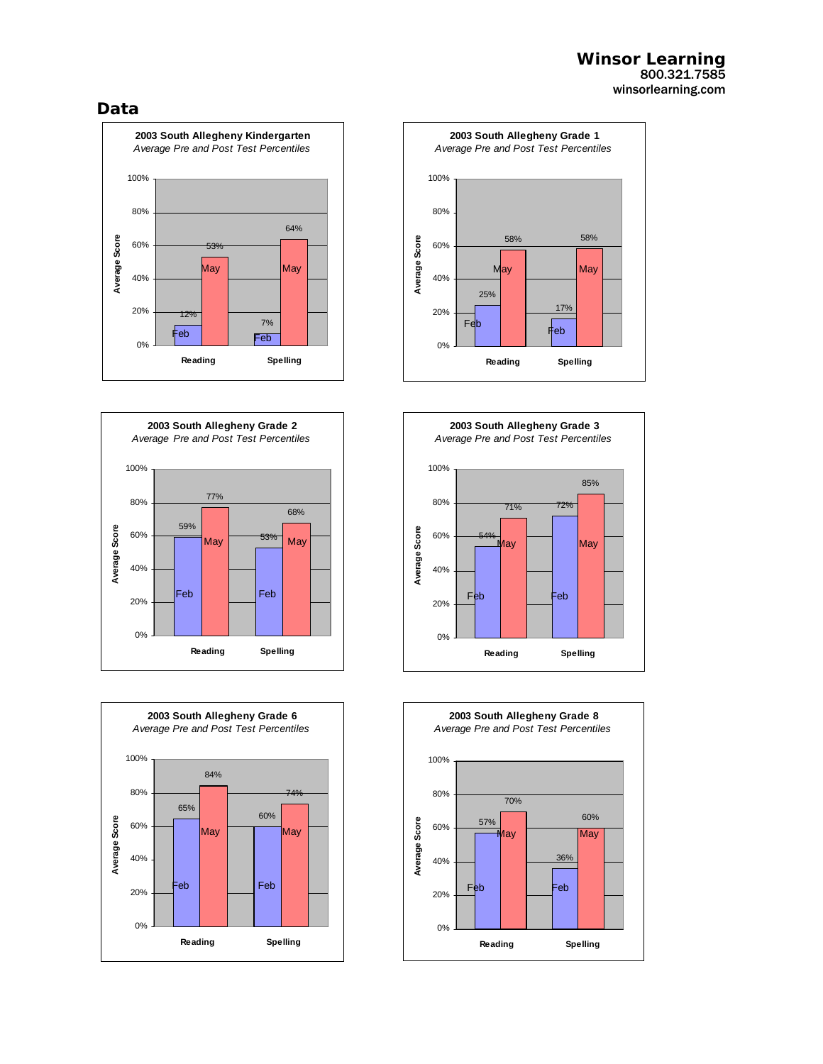# Data

**2003 South Allegheny Kindergarten**
*Average Pre and Post Test Percentiles*

| | Feb | May |
|---|---|---|
| Reading | 12% | 53% |
| Spelling | 7% | 64% |

**2003 South Allegheny Grade 1**
*Average Pre and Post Test Percentiles*

| | Feb | May |
|---|---|---|
| Reading | 25% | 58% |
| Spelling | 17% | 58% |

**2003 South Allegheny Grade 2**
*Average Pre and Post Test Percentiles*

| | Feb | May |
|---|---|---|
| Reading | 59% | 77% |
| Spelling | 53% | 68% |

**2003 South Allegheny Grade 3**
*Average Pre and Post Test Percentiles*

| | Feb | May |
|---|---|---|
| Reading | 54% | 71% |
| Spelling | 72% | 85% |

**2003 South Allegheny Grade 6**
*Average Pre and Post Test Percentiles*

| | Feb | May |
|---|---|---|
| Reading | 65% | 84% |
| Spelling | 60% | 74% |

**2003 South Allegheny Grade 8**
*Average Pre and Post Test Percentiles*

| | Feb | May |
|---|---|---|
| Reading | 57% | 70% |
| Spelling | 36% | 60% |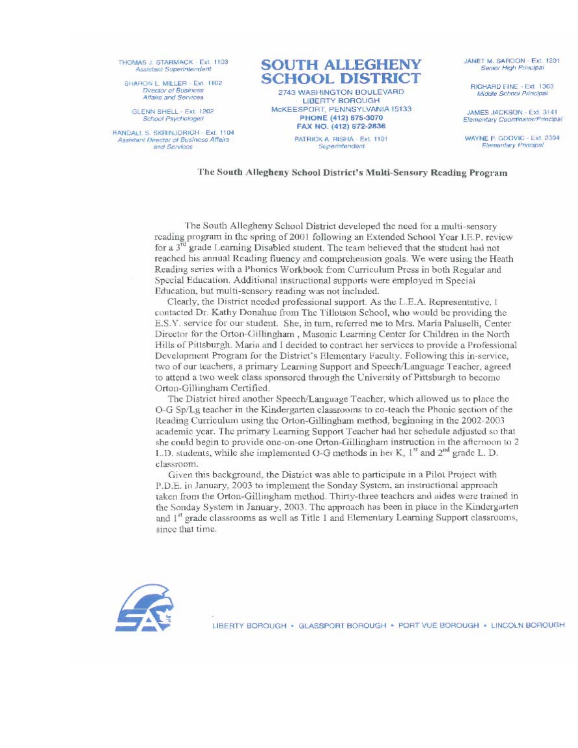THOMAS J. STARMACK - Ext. 1103
*Assistant Superintendent*

SHARON L. MILLER - Ext. 1102
*Director of Business Affairs and Services*

GLENN SHELL - Ext. 1202
*School Psychologist*

RANDALL S. SKRINJORICH - Ext. 1104
*Assistant Director of Business Affairs and Services*

# SOUTH ALLEGHENY SCHOOL DISTRICT

2743 WASHINGTON BOULEVARD
LIBERTY BOROUGH
McKEESPORT, PENNSYLVANIA 15133
**PHONE (412) 675-3070**
**FAX NO. (412) 672-2836**

PATRICK A. RISHA - Ext. 1101
*Superintendent*

JANET M. SARDON - Ext. 1201
*Senior High Principal*

RICHARD FINE - Ext. 1303
*Middle School Principal*

JAMES JACKSON - Ext. 3141
*Elementary Coordinator/Principal*

WAYNE P. GDOVIC - Ext. 2304
*Elementary Principal*

## The South Allegheny School District's Multi-Sensory Reading Program

The South Allegheny School District developed the need for a multi-sensory reading program in the spring of 2001 following an Extended School Year I.E.P. review for a 3rd grade Learning Disabled student. The team believed that the student had not reached his annual Reading fluency and comprehension goals. We were using the Heath Reading series with a Phonics Workbook from Curriculum Press in both Regular and Special Education. Additional instructional supports were employed in Special Education, but multi-sensory reading was not included.

Clearly, the District needed professional support. As the L.E.A. Representative, I contacted Dr. Kathy Donahue from The Tillotson School, who would be providing the E.S.Y. service for our student. She, in turn, referred me to Mrs. Maria Paluselli, Center Director for the Orton-Gillingham , Masonic Learning Center for Children in the North Hills of Pittsburgh. Maria and I decided to contract her services to provide a Professional Development Program for the District's Elementary Faculty. Following this in-service, two of our teachers, a primary Learning Support and Speech/Language Teacher, agreed to attend a two week class sponsored through the University of Pittsburgh to become Orton-Gillingham Certified.

The District hired another Speech/Language Teacher, which allowed us to place the O-G Sp/Lg teacher in the Kindergarten classrooms to co-teach the Phonic section of the Reading Curriculum using the Orton-Gillingham method, beginning in the 2002-2003 academic year. The primary Learning Support Teacher had her schedule adjusted so that she could begin to provide one-on-one Orton-Gillingham instruction in the afternoon to 2 L.D. students, while she implemented O-G methods in her K, 1st and 2nd grade L. D. classroom.

Given this background, the District was able to participate in a Pilot Project with P.D.E. in January, 2003 to implement the Sonday System, an instructional approach taken from the Orton-Gillingham method. Thirty-three teachers and aides were trained in the Sonday System in January, 2003. The approach has been in place in the Kindergarten and 1st grade classrooms as well as Title 1 and Elementary Learning Support classrooms, since that time.

LIBERTY BOROUGH • GLASSPORT BOROUGH • PORT VUE BOROUGH • LINCOLN BOROUGH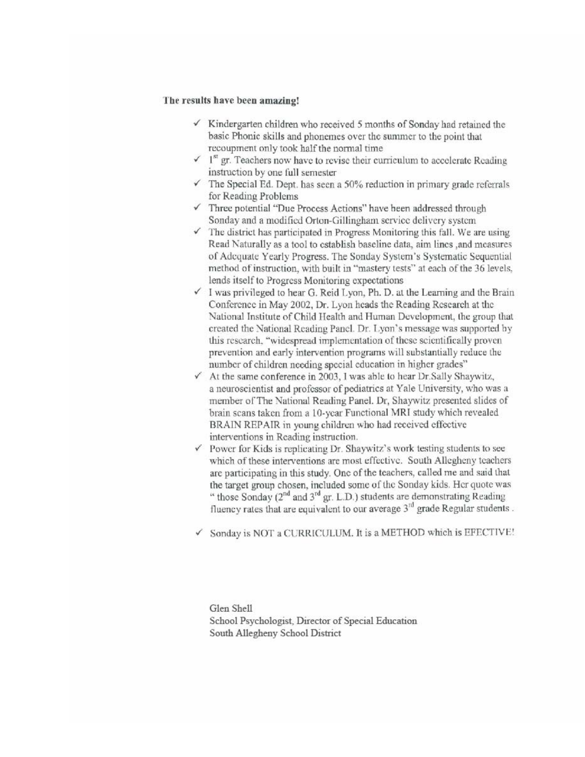**The results have been amazing!**

- ✓ Kindergarten children who received 5 months of Sonday had retained the basic Phonic skills and phonemes over the summer to the point that recoupment only took half the normal time
- ✓ 1st gr. Teachers now have to revise their curriculum to accelerate Reading instruction by one full semester
- ✓ The Special Ed. Dept. has seen a 50% reduction in primary grade referrals for Reading Problems
- ✓ Three potential "Due Process Actions" have been addressed through Sonday and a modified Orton-Gillingham service delivery system
- ✓ The district has participated in Progress Monitoring this fall. We are using Read Naturally as a tool to establish baseline data, aim lines ,and measures of Adequate Yearly Progress. The Sonday System's Systematic Sequential method of instruction, with built in "mastery tests" at each of the 36 levels, lends itself to Progress Monitoring expectations
- ✓ I was privileged to hear G. Reid Lyon, Ph. D. at the Learning and the Brain Conference in May 2002, Dr. Lyon heads the Reading Research at the National Institute of Child Health and Human Development, the group that created the National Reading Panel. Dr. Lyon's message was supported by this research, "widespread implementation of these scientifically proven prevention and early intervention programs will substantially reduce the number of children needing special education in higher grades"
- ✓ At the same conference in 2003, I was able to hear Dr.Sally Shaywitz, a neuroscientist and professor of pediatrics at Yale University, who was a member of The National Reading Panel. Dr, Shaywitz presented slides of brain scans taken from a 10-year Functional MRI study which revealed BRAIN REPAIR in young children who had received effective interventions in Reading instruction.
- ✓ Power for Kids is replicating Dr. Shaywitz's work testing students to see which of these interventions are most effective. South Allegheny teachers are participating in this study. One of the teachers, called me and said that the target group chosen, included some of the Sonday kids. Her quote was " those Sonday (2nd and 3rd gr. L.D.) students are demonstrating Reading fluency rates that are equivalent to our average 3rd grade Regular students .
- ✓ Sonday is NOT a CURRICULUM. It is a METHOD which is EFECTIVE!

Glen Shell
School Psychologist, Director of Special Education
South Allegheny School District